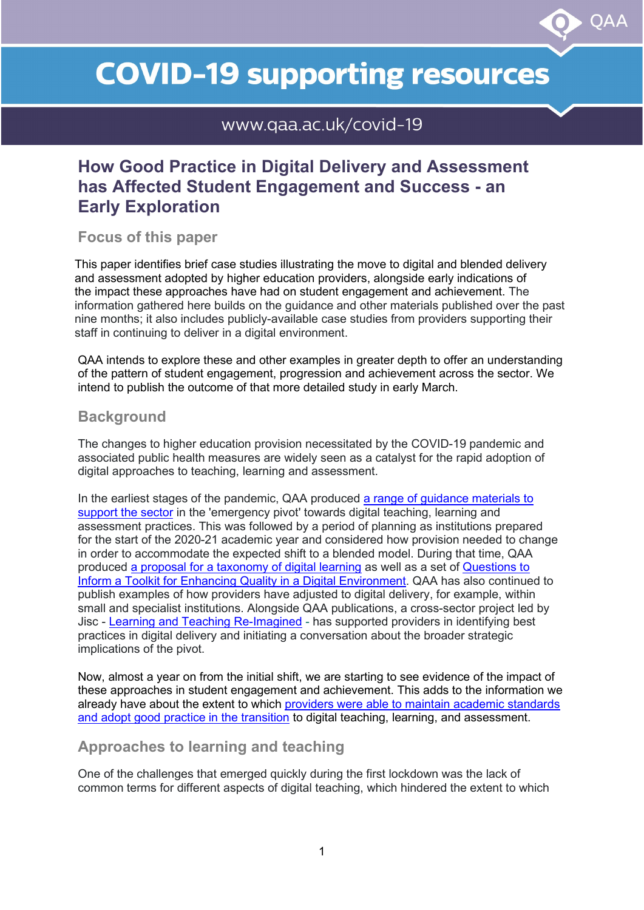# COVID-19 supporting resources

www.qaa.ac.uk/covid-19

## How Good Practice in Digital Delivery and Assessment has Affected Student Engagement and Success - an Early Exploration

### Focus of this paper

This paper identifies brief case studies illustrating the move to digital and blended delivery and assessment adopted by higher education providers, alongside early indications of the impact these approaches have had on student engagement and achievement. The information gathered here builds on the guidance and other materials published over the past nine months; it also includes publicly-available case studies from providers supporting their staff in continuing to deliver in a digital environment.

QAA intends to explore these and other examples in greater depth to offer an understanding of the pattern of student engagement, progression and achievement across the sector. We intend to publish the outcome of that more detailed study in early March.

### Background

The changes to higher education provision necessitated by the COVID-19 pandemic and associated public health measures are widely seen as a catalyst for the rapid adoption of digital approaches to teaching, learning and assessment.

In the earliest stages of the pandemic, QAA produced a range of guidance materials to support the sector in the 'emergency pivot' towards digital teaching, learning and assessment practices. This was followed by a period of planning as institutions prepared for the start of the 2020-21 academic year and considered how provision needed to change in order to accommodate the expected shift to a blended model. During that time, QAA produced a proposal for a taxonomy of digital learning as well as a set of Questions to Inform a Toolkit for Enhancing Quality in a Digital Environment. QAA has also continued to publish examples of how providers have adjusted to digital delivery, for example, within small and specialist institutions. Alongside QAA publications, a cross-sector project led by Jisc - Learning and Teaching Re-Imagined - has supported providers in identifying best practices in digital delivery and initiating a conversation about the broader strategic implications of the pivot.

Now, almost a year on from the initial shift, we are starting to see evidence of the impact of these approaches in student engagement and achievement. This adds to the information we already have about the extent to which providers were able to maintain academic standards and adopt good practice in the transition to digital teaching, learning, and assessment.

### Approaches to learning and teaching

One of the challenges that emerged quickly during the first lockdown was the lack of common terms for different aspects of digital teaching, which hindered the extent to which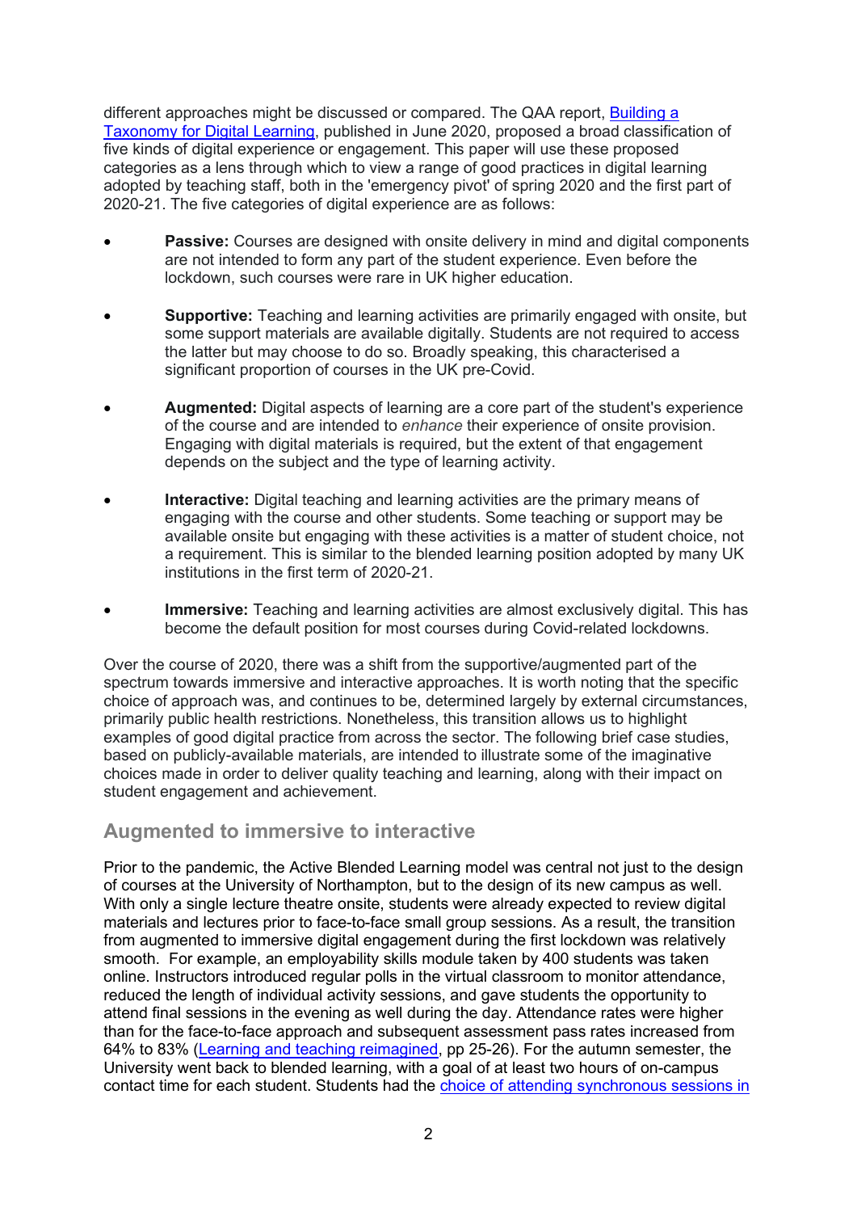different approaches might be discussed or compared. The QAA report, [Building a Taxonomy for Digital Learning], published in June 2020, proposed a broad classification of five kinds of digital experience or engagement. This paper will use these proposed categories as a lens through which to view a range of good practices in digital learning adopted by teaching staff, both in the 'emergency pivot' of spring 2020 and the first part of 2020-21. The five categories of digital experience are as follows:

- **Passive:** Courses are designed with onsite delivery in mind and digital components are not intended to form any part of the student experience. Even before the lockdown, such courses were rare in UK higher education.
- **Supportive:** Teaching and learning activities are primarily engaged with onsite, but some support materials are available digitally. Students are not required to access the latter but may choose to do so. Broadly speaking, this characterised a significant proportion of courses in the UK pre-Covid.
- **Augmented:** Digital aspects of learning are a core part of the student's experience of the course and are intended to *enhance* their experience of onsite provision. Engaging with digital materials is required, but the extent of that engagement depends on the subject and the type of learning activity.
- **Interactive:** Digital teaching and learning activities are the primary means of engaging with the course and other students. Some teaching or support may be available onsite but engaging with these activities is a matter of student choice, not a requirement. This is similar to the blended learning position adopted by many UK institutions in the first term of 2020-21.
- **Immersive:** Teaching and learning activities are almost exclusively digital. This has become the default position for most courses during Covid-related lockdowns.

Over the course of 2020, there was a shift from the supportive/augmented part of the spectrum towards immersive and interactive approaches. It is worth noting that the specific choice of approach was, and continues to be, determined largely by external circumstances, primarily public health restrictions. Nonetheless, this transition allows us to highlight examples of good digital practice from across the sector. The following brief case studies, based on publicly-available materials, are intended to illustrate some of the imaginative choices made in order to deliver quality teaching and learning, along with their impact on student engagement and achievement.

## Augmented to immersive to interactive

Prior to the pandemic, the Active Blended Learning model was central not just to the design of courses at the University of Northampton, but to the design of its new campus as well. With only a single lecture theatre onsite, students were already expected to review digital materials and lectures prior to face-to-face small group sessions. As a result, the transition from augmented to immersive digital engagement during the first lockdown was relatively smooth. For example, an employability skills module taken by 400 students was taken online. Instructors introduced regular polls in the virtual classroom to monitor attendance, reduced the length of individual activity sessions, and gave students the opportunity to attend final sessions in the evening as well during the day. Attendance rates were higher than for the face-to-face approach and subsequent assessment pass rates increased from 64% to 83% ([Learning and teaching reimagined], pp 25-26). For the autumn semester, the University went back to blended learning, with a goal of at least two hours of on-campus contact time for each student. Students had the [choice of attending synchronous sessions in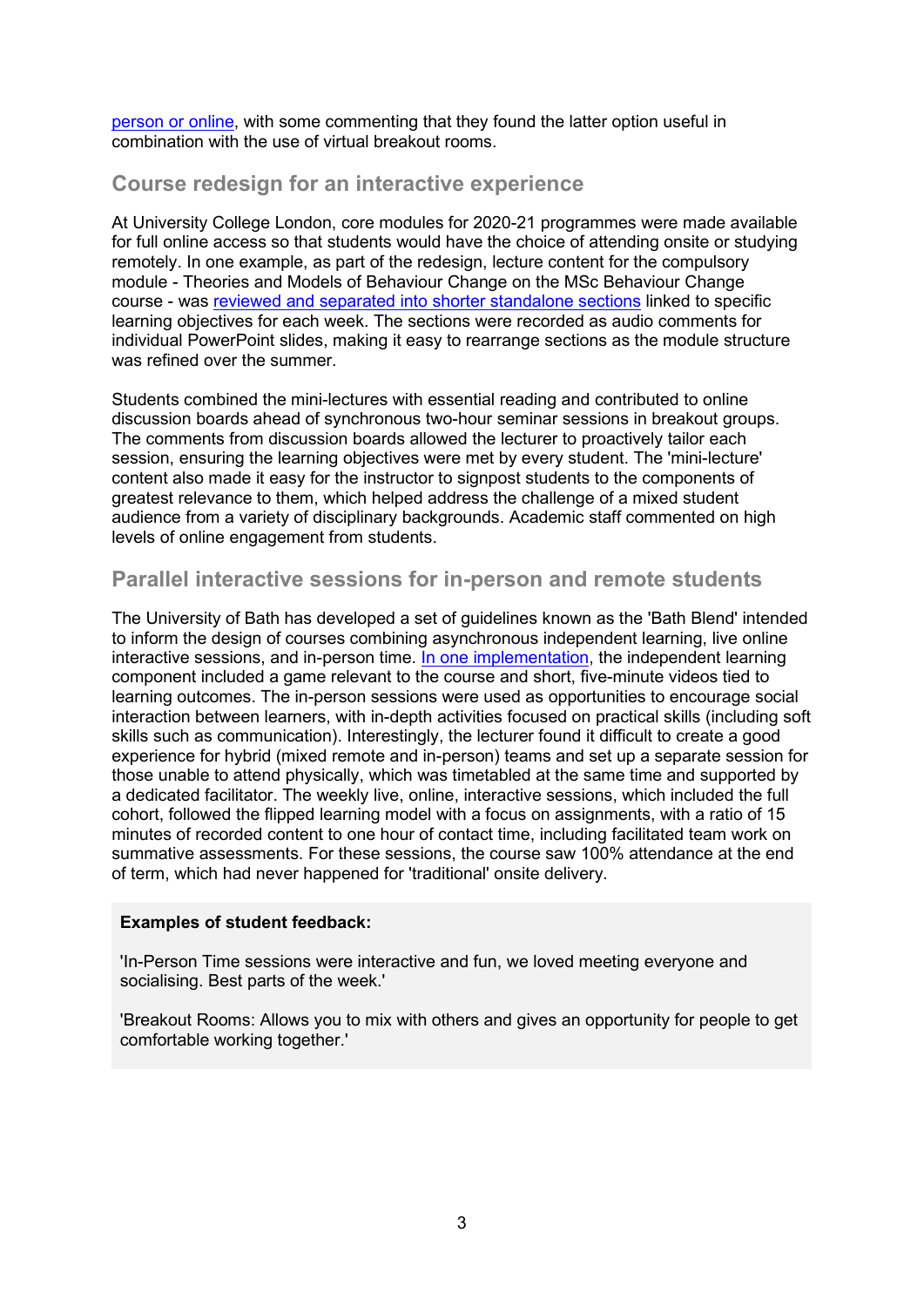person or online, with some commenting that they found the latter option useful in combination with the use of virtual breakout rooms.

## Course redesign for an interactive experience

At University College London, core modules for 2020-21 programmes were made available for full online access so that students would have the choice of attending onsite or studying remotely. In one example, as part of the redesign, lecture content for the compulsory module - Theories and Models of Behaviour Change on the MSc Behaviour Change course - was reviewed and separated into shorter standalone sections linked to specific learning objectives for each week. The sections were recorded as audio comments for individual PowerPoint slides, making it easy to rearrange sections as the module structure was refined over the summer.

Students combined the mini-lectures with essential reading and contributed to online discussion boards ahead of synchronous two-hour seminar sessions in breakout groups. The comments from discussion boards allowed the lecturer to proactively tailor each session, ensuring the learning objectives were met by every student. The 'mini-lecture' content also made it easy for the instructor to signpost students to the components of greatest relevance to them, which helped address the challenge of a mixed student audience from a variety of disciplinary backgrounds. Academic staff commented on high levels of online engagement from students.

## Parallel interactive sessions for in-person and remote students

The University of Bath has developed a set of guidelines known as the 'Bath Blend' intended to inform the design of courses combining asynchronous independent learning, live online interactive sessions, and in-person time. In one implementation, the independent learning component included a game relevant to the course and short, five-minute videos tied to learning outcomes. The in-person sessions were used as opportunities to encourage social interaction between learners, with in-depth activities focused on practical skills (including soft skills such as communication). Interestingly, the lecturer found it difficult to create a good experience for hybrid (mixed remote and in-person) teams and set up a separate session for those unable to attend physically, which was timetabled at the same time and supported by a dedicated facilitator. The weekly live, online, interactive sessions, which included the full cohort, followed the flipped learning model with a focus on assignments, with a ratio of 15 minutes of recorded content to one hour of contact time, including facilitated team work on summative assessments. For these sessions, the course saw 100% attendance at the end of term, which had never happened for 'traditional' onsite delivery.

**Examples of student feedback:**

'In-Person Time sessions were interactive and fun, we loved meeting everyone and socialising. Best parts of the week.'

'Breakout Rooms: Allows you to mix with others and gives an opportunity for people to get comfortable working together.'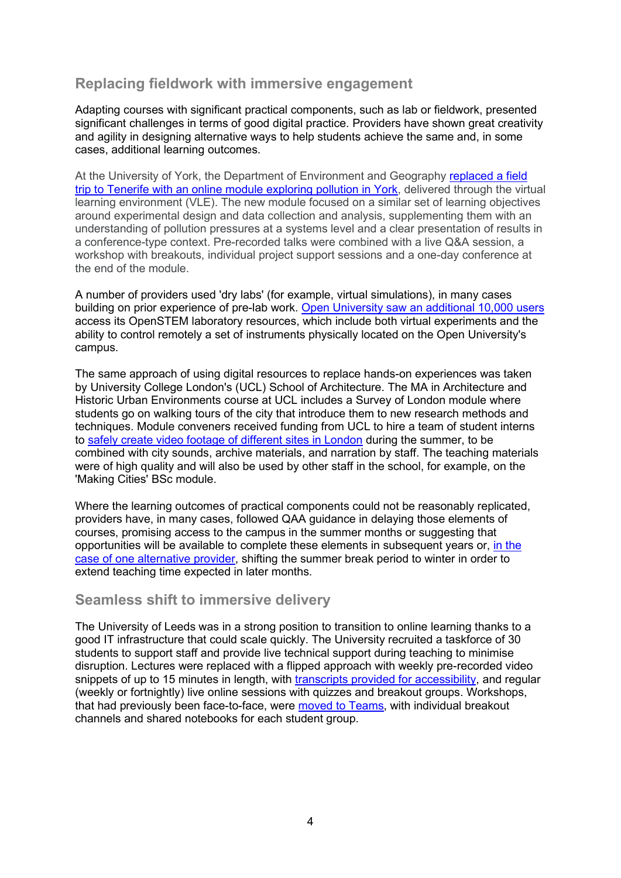## Replacing fieldwork with immersive engagement

Adapting courses with significant practical components, such as lab or fieldwork, presented significant challenges in terms of good digital practice. Providers have shown great creativity and agility in designing alternative ways to help students achieve the same and, in some cases, additional learning outcomes.

At the University of York, the Department of Environment and Geography replaced a field trip to Tenerife with an online module exploring pollution in York, delivered through the virtual learning environment (VLE). The new module focused on a similar set of learning objectives around experimental design and data collection and analysis, supplementing them with an understanding of pollution pressures at a systems level and a clear presentation of results in a conference-type context. Pre-recorded talks were combined with a live Q&A session, a workshop with breakouts, individual project support sessions and a one-day conference at the end of the module.

A number of providers used 'dry labs' (for example, virtual simulations), in many cases building on prior experience of pre-lab work. Open University saw an additional 10,000 users access its OpenSTEM laboratory resources, which include both virtual experiments and the ability to control remotely a set of instruments physically located on the Open University's campus.

The same approach of using digital resources to replace hands-on experiences was taken by University College London's (UCL) School of Architecture. The MA in Architecture and Historic Urban Environments course at UCL includes a Survey of London module where students go on walking tours of the city that introduce them to new research methods and techniques. Module conveners received funding from UCL to hire a team of student interns to safely create video footage of different sites in London during the summer, to be combined with city sounds, archive materials, and narration by staff. The teaching materials were of high quality and will also be used by other staff in the school, for example, on the 'Making Cities' BSc module.

Where the learning outcomes of practical components could not be reasonably replicated, providers have, in many cases, followed QAA guidance in delaying those elements of courses, promising access to the campus in the summer months or suggesting that opportunities will be available to complete these elements in subsequent years or, in the case of one alternative provider, shifting the summer break period to winter in order to extend teaching time expected in later months.

## Seamless shift to immersive delivery

The University of Leeds was in a strong position to transition to online learning thanks to a good IT infrastructure that could scale quickly. The University recruited a taskforce of 30 students to support staff and provide live technical support during teaching to minimise disruption. Lectures were replaced with a flipped approach with weekly pre-recorded video snippets of up to 15 minutes in length, with transcripts provided for accessibility, and regular (weekly or fortnightly) live online sessions with quizzes and breakout groups. Workshops, that had previously been face-to-face, were moved to Teams, with individual breakout channels and shared notebooks for each student group.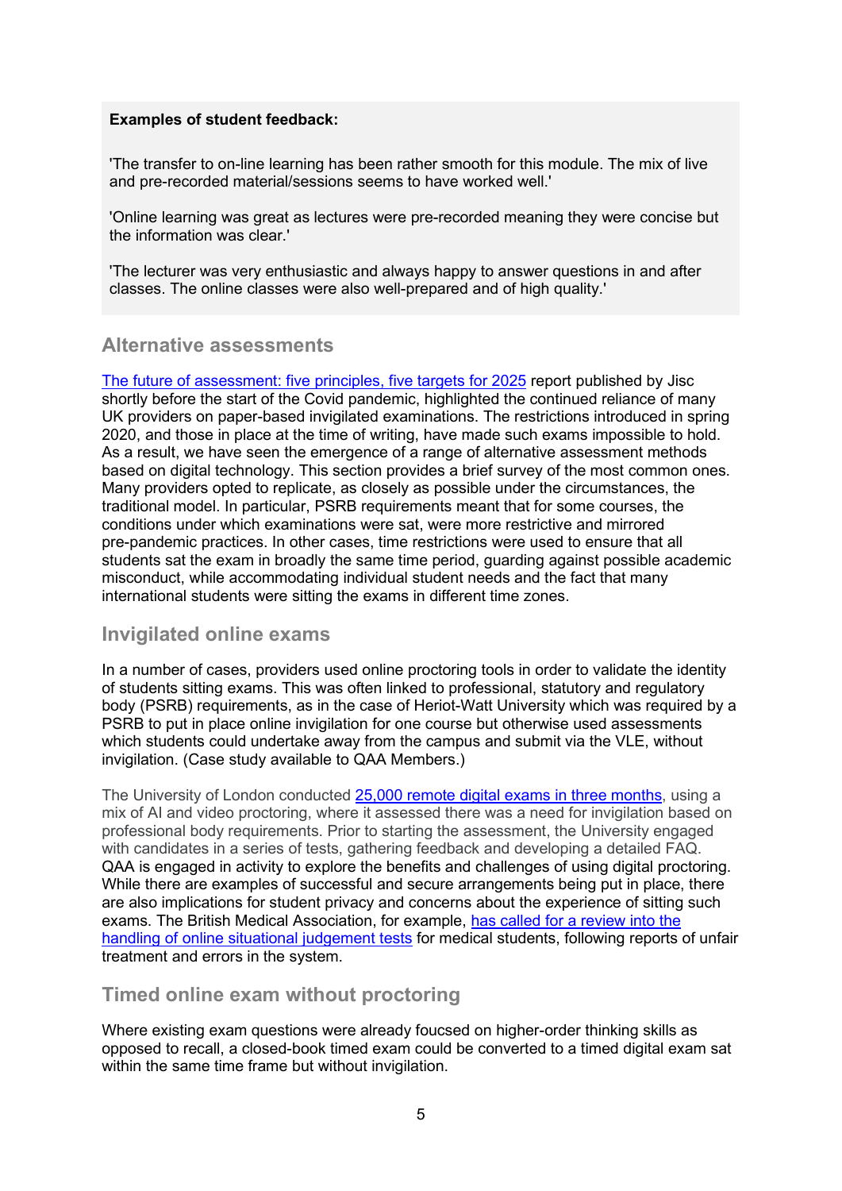**Examples of student feedback:**

'The transfer to on-line learning has been rather smooth for this module. The mix of live and pre-recorded material/sessions seems to have worked well.'

'Online learning was great as lectures were pre-recorded meaning they were concise but the information was clear.'

'The lecturer was very enthusiastic and always happy to answer questions in and after classes. The online classes were also well-prepared and of high quality.'

## Alternative assessments

[The future of assessment: five principles, five targets for 2025] report published by Jisc shortly before the start of the Covid pandemic, highlighted the continued reliance of many UK providers on paper-based invigilated examinations. The restrictions introduced in spring 2020, and those in place at the time of writing, have made such exams impossible to hold. As a result, we have seen the emergence of a range of alternative assessment methods based on digital technology. This section provides a brief survey of the most common ones. Many providers opted to replicate, as closely as possible under the circumstances, the traditional model. In particular, PSRB requirements meant that for some courses, the conditions under which examinations were sat, were more restrictive and mirrored pre-pandemic practices. In other cases, time restrictions were used to ensure that all students sat the exam in broadly the same time period, guarding against possible academic misconduct, while accommodating individual student needs and the fact that many international students were sitting the exams in different time zones.

## Invigilated online exams

In a number of cases, providers used online proctoring tools in order to validate the identity of students sitting exams. This was often linked to professional, statutory and regulatory body (PSRB) requirements, as in the case of Heriot-Watt University which was required by a PSRB to put in place online invigilation for one course but otherwise used assessments which students could undertake away from the campus and submit via the VLE, without invigilation. (Case study available to QAA Members.)

The University of London conducted [25,000 remote digital exams in three months], using a mix of AI and video proctoring, where it assessed there was a need for invigilation based on professional body requirements. Prior to starting the assessment, the University engaged with candidates in a series of tests, gathering feedback and developing a detailed FAQ. QAA is engaged in activity to explore the benefits and challenges of using digital proctoring. While there are examples of successful and secure arrangements being put in place, there are also implications for student privacy and concerns about the experience of sitting such exams. The British Medical Association, for example, [has called for a review into the handling of online situational judgement tests] for medical students, following reports of unfair treatment and errors in the system.

## Timed online exam without proctoring

Where existing exam questions were already foucsed on higher-order thinking skills as opposed to recall, a closed-book timed exam could be converted to a timed digital exam sat within the same time frame but without invigilation.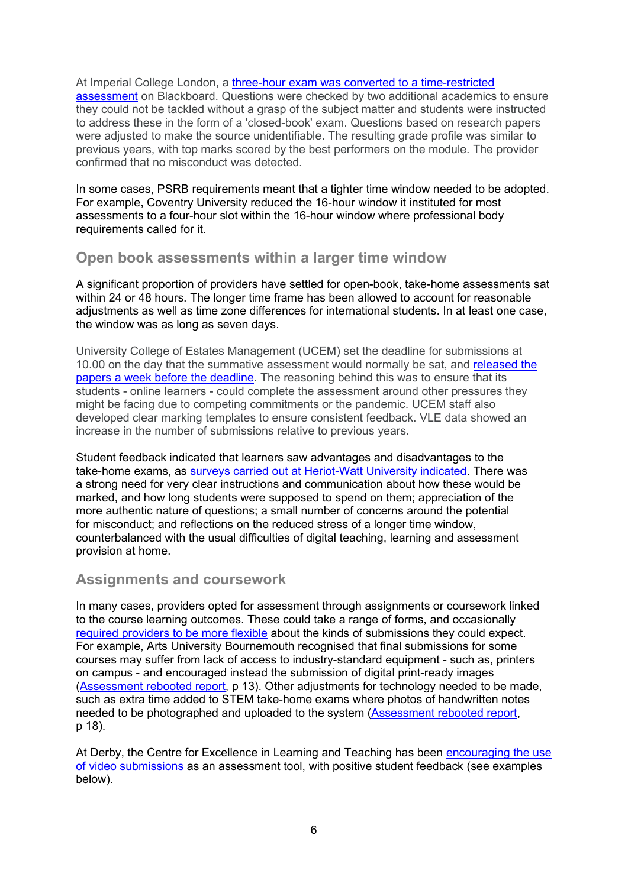At Imperial College London, a [three-hour exam was converted to a time-restricted assessment] on Blackboard. Questions were checked by two additional academics to ensure they could not be tackled without a grasp of the subject matter and students were instructed to address these in the form of a 'closed-book' exam. Questions based on research papers were adjusted to make the source unidentifiable. The resulting grade profile was similar to previous years, with top marks scored by the best performers on the module. The provider confirmed that no misconduct was detected.

In some cases, PSRB requirements meant that a tighter time window needed to be adopted. For example, Coventry University reduced the 16-hour window it instituted for most assessments to a four-hour slot within the 16-hour window where professional body requirements called for it.

## Open book assessments within a larger time window

A significant proportion of providers have settled for open-book, take-home assessments sat within 24 or 48 hours. The longer time frame has been allowed to account for reasonable adjustments as well as time zone differences for international students. In at least one case, the window was as long as seven days.

University College of Estates Management (UCEM) set the deadline for submissions at 10.00 on the day that the summative assessment would normally be sat, and released the papers a week before the deadline. The reasoning behind this was to ensure that its students - online learners - could complete the assessment around other pressures they might be facing due to competing commitments or the pandemic. UCEM staff also developed clear marking templates to ensure consistent feedback. VLE data showed an increase in the number of submissions relative to previous years.

Student feedback indicated that learners saw advantages and disadvantages to the take-home exams, as surveys carried out at Heriot-Watt University indicated. There was a strong need for very clear instructions and communication about how these would be marked, and how long students were supposed to spend on them; appreciation of the more authentic nature of questions; a small number of concerns around the potential for misconduct; and reflections on the reduced stress of a longer time window, counterbalanced with the usual difficulties of digital teaching, learning and assessment provision at home.

## Assignments and coursework

In many cases, providers opted for assessment through assignments or coursework linked to the course learning outcomes. These could take a range of forms, and occasionally required providers to be more flexible about the kinds of submissions they could expect. For example, Arts University Bournemouth recognised that final submissions for some courses may suffer from lack of access to industry-standard equipment - such as, printers on campus - and encouraged instead the submission of digital print-ready images (Assessment rebooted report, p 13). Other adjustments for technology needed to be made, such as extra time added to STEM take-home exams where photos of handwritten notes needed to be photographed and uploaded to the system (Assessment rebooted report, p 18).

At Derby, the Centre for Excellence in Learning and Teaching has been encouraging the use of video submissions as an assessment tool, with positive student feedback (see examples below).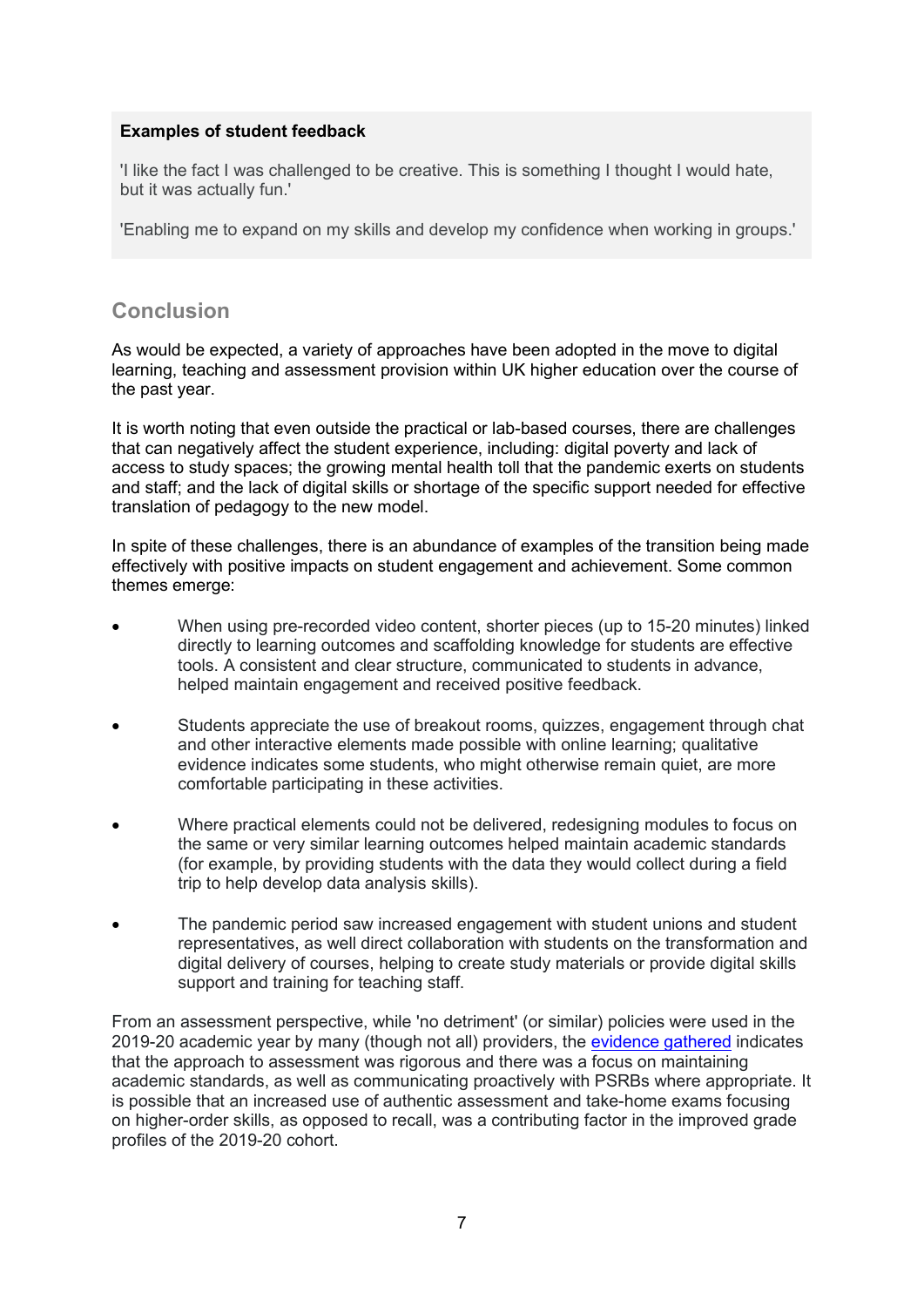**Examples of student feedback**

'I like the fact I was challenged to be creative. This is something I thought I would hate, but it was actually fun.'

'Enabling me to expand on my skills and develop my confidence when working in groups.'

## Conclusion

As would be expected, a variety of approaches have been adopted in the move to digital learning, teaching and assessment provision within UK higher education over the course of the past year.

It is worth noting that even outside the practical or lab-based courses, there are challenges that can negatively affect the student experience, including: digital poverty and lack of access to study spaces; the growing mental health toll that the pandemic exerts on students and staff; and the lack of digital skills or shortage of the specific support needed for effective translation of pedagogy to the new model.

In spite of these challenges, there is an abundance of examples of the transition being made effectively with positive impacts on student engagement and achievement. Some common themes emerge:

- When using pre-recorded video content, shorter pieces (up to 15-20 minutes) linked directly to learning outcomes and scaffolding knowledge for students are effective tools. A consistent and clear structure, communicated to students in advance, helped maintain engagement and received positive feedback.
- Students appreciate the use of breakout rooms, quizzes, engagement through chat and other interactive elements made possible with online learning; qualitative evidence indicates some students, who might otherwise remain quiet, are more comfortable participating in these activities.
- Where practical elements could not be delivered, redesigning modules to focus on the same or very similar learning outcomes helped maintain academic standards (for example, by providing students with the data they would collect during a field trip to help develop data analysis skills).
- The pandemic period saw increased engagement with student unions and student representatives, as well direct collaboration with students on the transformation and digital delivery of courses, helping to create study materials or provide digital skills support and training for teaching staff.

From an assessment perspective, while 'no detriment' (or similar) policies were used in the 2019-20 academic year by many (though not all) providers, the evidence gathered indicates that the approach to assessment was rigorous and there was a focus on maintaining academic standards, as well as communicating proactively with PSRBs where appropriate. It is possible that an increased use of authentic assessment and take-home exams focusing on higher-order skills, as opposed to recall, was a contributing factor in the improved grade profiles of the 2019-20 cohort.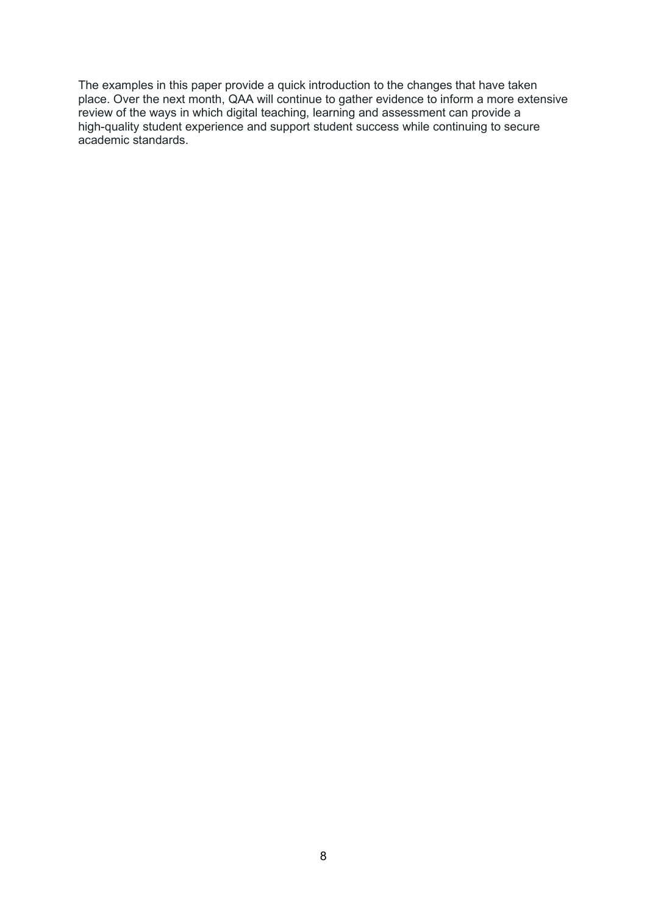The examples in this paper provide a quick introduction to the changes that have taken place. Over the next month, QAA will continue to gather evidence to inform a more extensive review of the ways in which digital teaching, learning and assessment can provide a high-quality student experience and support student success while continuing to secure academic standards.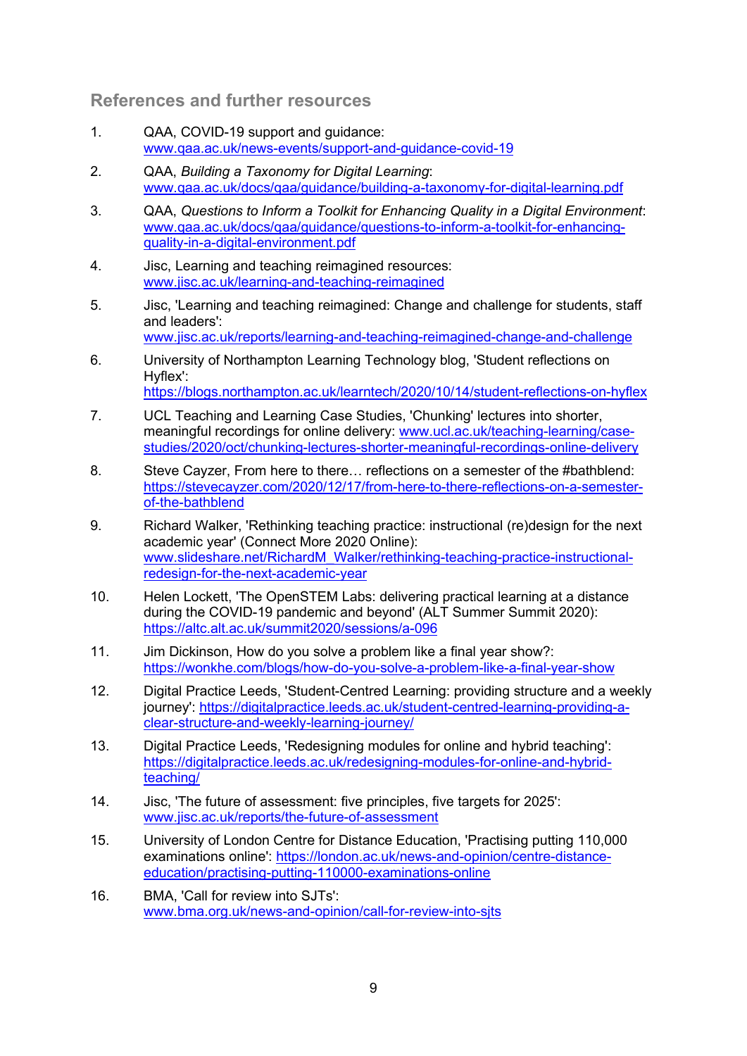## References and further resources

1. QAA, COVID-19 support and guidance: www.qaa.ac.uk/news-events/support-and-guidance-covid-19
2. QAA, *Building a Taxonomy for Digital Learning*: www.qaa.ac.uk/docs/qaa/guidance/building-a-taxonomy-for-digital-learning.pdf
3. QAA, *Questions to Inform a Toolkit for Enhancing Quality in a Digital Environment*: www.qaa.ac.uk/docs/qaa/guidance/questions-to-inform-a-toolkit-for-enhancing-quality-in-a-digital-environment.pdf
4. Jisc, Learning and teaching reimagined resources: www.jisc.ac.uk/learning-and-teaching-reimagined
5. Jisc, 'Learning and teaching reimagined: Change and challenge for students, staff and leaders': www.jisc.ac.uk/reports/learning-and-teaching-reimagined-change-and-challenge
6. University of Northampton Learning Technology blog, 'Student reflections on Hyflex': https://blogs.northampton.ac.uk/learntech/2020/10/14/student-reflections-on-hyflex
7. UCL Teaching and Learning Case Studies, 'Chunking' lectures into shorter, meaningful recordings for online delivery: www.ucl.ac.uk/teaching-learning/case-studies/2020/oct/chunking-lectures-shorter-meaningful-recordings-online-delivery
8. Steve Cayzer, From here to there… reflections on a semester of the #bathblend: https://stevecayzer.com/2020/12/17/from-here-to-there-reflections-on-a-semester-of-the-bathblend
9. Richard Walker, 'Rethinking teaching practice: instructional (re)design for the next academic year' (Connect More 2020 Online): www.slideshare.net/RichardM_Walker/rethinking-teaching-practice-instructional-redesign-for-the-next-academic-year
10. Helen Lockett, 'The OpenSTEM Labs: delivering practical learning at a distance during the COVID-19 pandemic and beyond' (ALT Summer Summit 2020): https://altc.alt.ac.uk/summit2020/sessions/a-096
11. Jim Dickinson, How do you solve a problem like a final year show?: https://wonkhe.com/blogs/how-do-you-solve-a-problem-like-a-final-year-show
12. Digital Practice Leeds, 'Student-Centred Learning: providing structure and a weekly journey': https://digitalpractice.leeds.ac.uk/student-centred-learning-providing-a-clear-structure-and-weekly-learning-journey/
13. Digital Practice Leeds, 'Redesigning modules for online and hybrid teaching': https://digitalpractice.leeds.ac.uk/redesigning-modules-for-online-and-hybrid-teaching/
14. Jisc, 'The future of assessment: five principles, five targets for 2025': www.jisc.ac.uk/reports/the-future-of-assessment
15. University of London Centre for Distance Education, 'Practising putting 110,000 examinations online': https://london.ac.uk/news-and-opinion/centre-distance-education/practising-putting-110000-examinations-online
16. BMA, 'Call for review into SJTs': www.bma.org.uk/news-and-opinion/call-for-review-into-sjts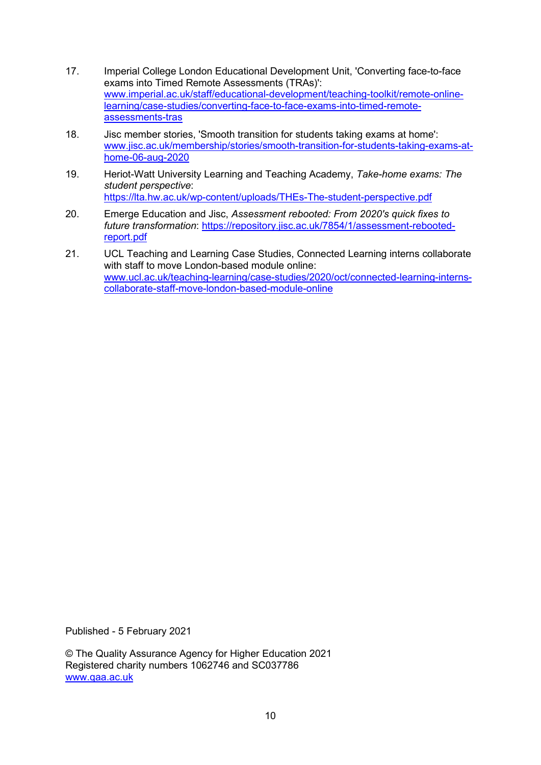17. Imperial College London Educational Development Unit, 'Converting face-to-face exams into Timed Remote Assessments (TRAs)': www.imperial.ac.uk/staff/educational-development/teaching-toolkit/remote-online-learning/case-studies/converting-face-to-face-exams-into-timed-remote-assessments-tras

18. Jisc member stories, 'Smooth transition for students taking exams at home': www.jisc.ac.uk/membership/stories/smooth-transition-for-students-taking-exams-at-home-06-aug-2020

19. Heriot-Watt University Learning and Teaching Academy, *Take-home exams: The student perspective*: https://lta.hw.ac.uk/wp-content/uploads/THEs-The-student-perspective.pdf

20. Emerge Education and Jisc, *Assessment rebooted: From 2020's quick fixes to future transformation*: https://repository.jisc.ac.uk/7854/1/assessment-rebooted-report.pdf

21. UCL Teaching and Learning Case Studies, Connected Learning interns collaborate with staff to move London-based module online: www.ucl.ac.uk/teaching-learning/case-studies/2020/oct/connected-learning-interns-collaborate-staff-move-london-based-module-online

Published - 5 February 2021

© The Quality Assurance Agency for Higher Education 2021
Registered charity numbers 1062746 and SC037786
www.qaa.ac.uk